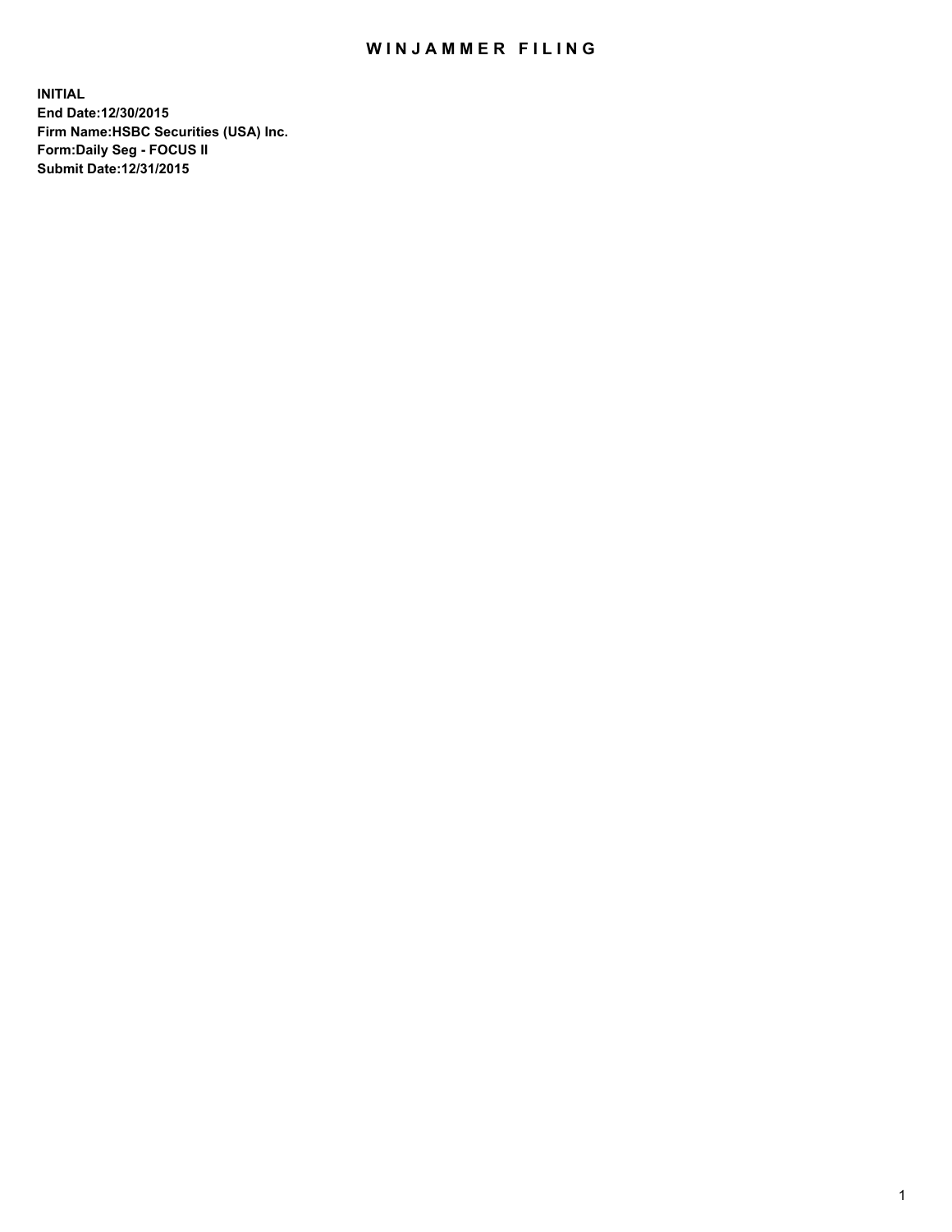# WINJAMMER FILING

**INITIAL**
**End Date:12/30/2015**
**Firm Name:HSBC Securities (USA) Inc.**
**Form:Daily Seg - FOCUS II**
**Submit Date:12/31/2015**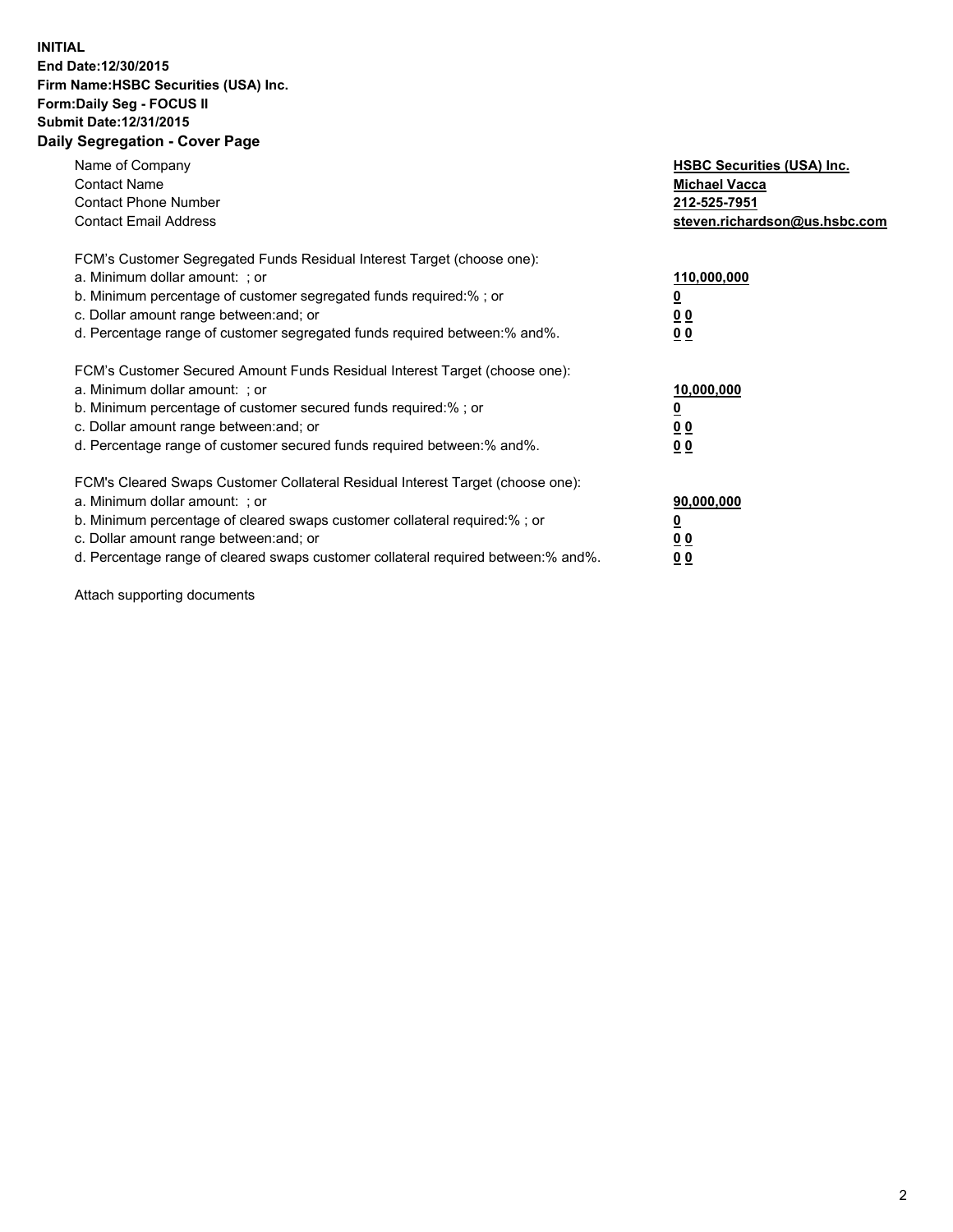**INITIAL**
**End Date:12/30/2015**
**Firm Name:HSBC Securities (USA) Inc.**
**Form:Daily Seg - FOCUS II**
**Submit Date:12/31/2015**

## Daily Segregation - Cover Page

| | |
|---|---|
| Name of Company | **HSBC Securities (USA) Inc.** |
| Contact Name | **Michael Vacca** |
| Contact Phone Number | **212-525-7951** |
| Contact Email Address | **steven.richardson@us.hsbc.com** |

| | |
|---|---|
| FCM's Customer Segregated Funds Residual Interest Target (choose one): | |
| a. Minimum dollar amount: ; or | **110,000,000** |
| b. Minimum percentage of customer segregated funds required:% ; or | **0** |
| c. Dollar amount range between:and; or | **0 0** |
| d. Percentage range of customer segregated funds required between:% and%. | **0 0** |

| | |
|---|---|
| FCM's Customer Secured Amount Funds Residual Interest Target (choose one): | |
| a. Minimum dollar amount: ; or | **10,000,000** |
| b. Minimum percentage of customer secured funds required:% ; or | **0** |
| c. Dollar amount range between:and; or | **0 0** |
| d. Percentage range of customer secured funds required between:% and%. | **0 0** |

| | |
|---|---|
| FCM's Cleared Swaps Customer Collateral Residual Interest Target (choose one): | |
| a. Minimum dollar amount: ; or | **90,000,000** |
| b. Minimum percentage of cleared swaps customer collateral required:% ; or | **0** |
| c. Dollar amount range between:and; or | **0 0** |
| d. Percentage range of cleared swaps customer collateral required between:% and%. | **0 0** |

Attach supporting documents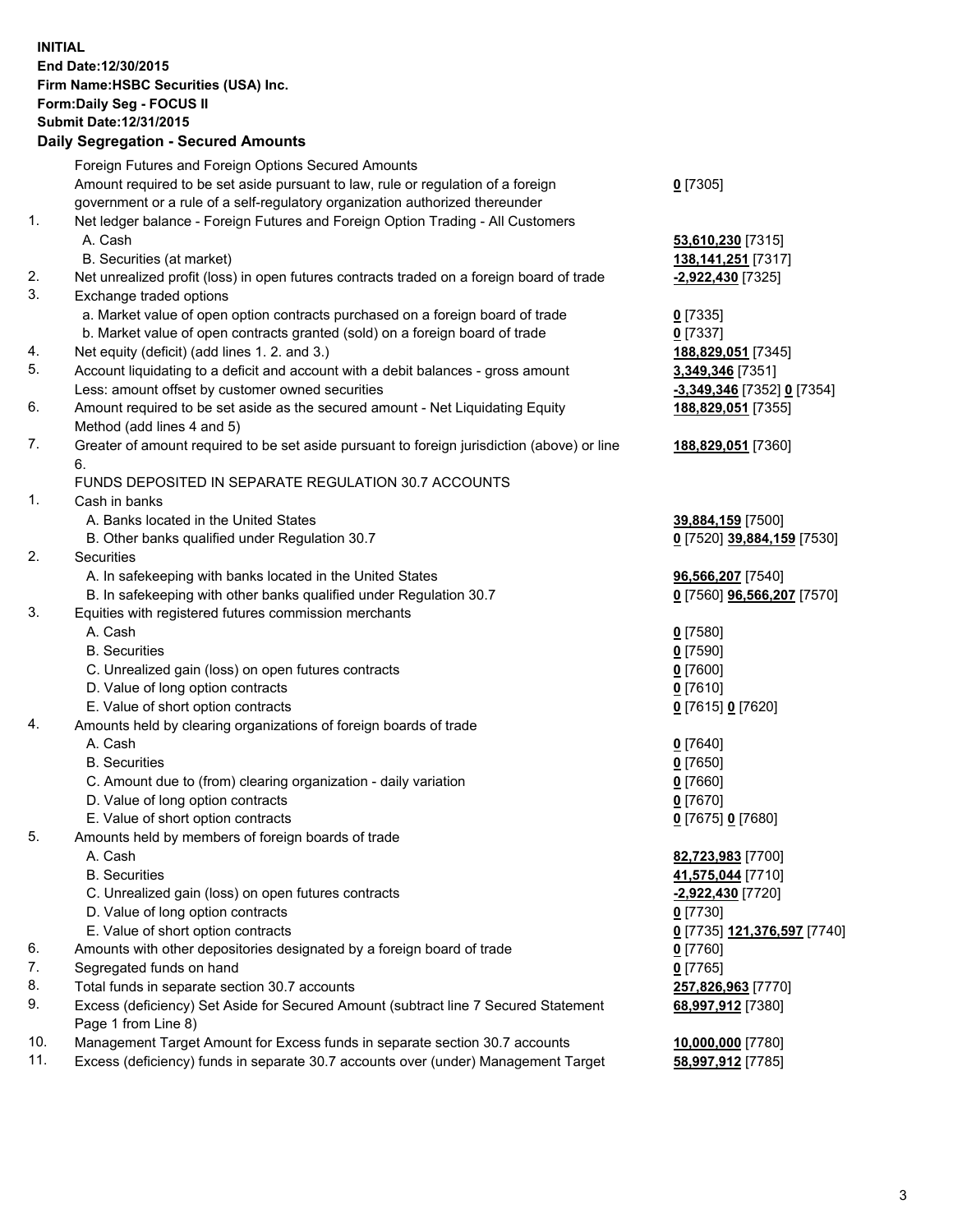**INITIAL**
**End Date:12/30/2015**
**Firm Name:HSBC Securities (USA) Inc.**
**Form:Daily Seg - FOCUS II**
**Submit Date:12/31/2015**

## Daily Segregation - Secured Amounts

| | | |
|---|---|---|
| | Foreign Futures and Foreign Options Secured Amounts | |
| | Amount required to be set aside pursuant to law, rule or regulation of a foreign government or a rule of a self-regulatory organization authorized thereunder | **0** [7305] |
| 1. | Net ledger balance - Foreign Futures and Foreign Option Trading - All Customers | |
| | A. Cash | **53,610,230** [7315] |
| | B. Securities (at market) | **138,141,251** [7317] |
| 2. | Net unrealized profit (loss) in open futures contracts traded on a foreign board of trade | **-2,922,430** [7325] |
| 3. | Exchange traded options | |
| | a. Market value of open option contracts purchased on a foreign board of trade | **0** [7335] |
| | b. Market value of open contracts granted (sold) on a foreign board of trade | **0** [7337] |
| 4. | Net equity (deficit) (add lines 1. 2. and 3.) | **188,829,051** [7345] |
| 5. | Account liquidating to a deficit and account with a debit balances - gross amount | **3,349,346** [7351] |
| | Less: amount offset by customer owned securities | **-3,349,346** [7352] **0** [7354] |
| 6. | Amount required to be set aside as the secured amount - Net Liquidating Equity Method (add lines 4 and 5) | **188,829,051** [7355] |
| 7. | Greater of amount required to be set aside pursuant to foreign jurisdiction (above) or line 6. | **188,829,051** [7360] |
| | FUNDS DEPOSITED IN SEPARATE REGULATION 30.7 ACCOUNTS | |
| 1. | Cash in banks | |
| | A. Banks located in the United States | **39,884,159** [7500] |
| | B. Other banks qualified under Regulation 30.7 | **0** [7520] **39,884,159** [7530] |
| 2. | Securities | |
| | A. In safekeeping with banks located in the United States | **96,566,207** [7540] |
| | B. In safekeeping with other banks qualified under Regulation 30.7 | **0** [7560] **96,566,207** [7570] |
| 3. | Equities with registered futures commission merchants | |
| | A. Cash | **0** [7580] |
| | B. Securities | **0** [7590] |
| | C. Unrealized gain (loss) on open futures contracts | **0** [7600] |
| | D. Value of long option contracts | **0** [7610] |
| | E. Value of short option contracts | **0** [7615] **0** [7620] |
| 4. | Amounts held by clearing organizations of foreign boards of trade | |
| | A. Cash | **0** [7640] |
| | B. Securities | **0** [7650] |
| | C. Amount due to (from) clearing organization - daily variation | **0** [7660] |
| | D. Value of long option contracts | **0** [7670] |
| | E. Value of short option contracts | **0** [7675] **0** [7680] |
| 5. | Amounts held by members of foreign boards of trade | |
| | A. Cash | **82,723,983** [7700] |
| | B. Securities | **41,575,044** [7710] |
| | C. Unrealized gain (loss) on open futures contracts | **-2,922,430** [7720] |
| | D. Value of long option contracts | **0** [7730] |
| | E. Value of short option contracts | **0** [7735] **121,376,597** [7740] |
| 6. | Amounts with other depositories designated by a foreign board of trade | **0** [7760] |
| 7. | Segregated funds on hand | **0** [7765] |
| 8. | Total funds in separate section 30.7 accounts | **257,826,963** [7770] |
| 9. | Excess (deficiency) Set Aside for Secured Amount (subtract line 7 Secured Statement Page 1 from Line 8) | **68,997,912** [7380] |
| 10. | Management Target Amount for Excess funds in separate section 30.7 accounts | **10,000,000** [7780] |
| 11. | Excess (deficiency) funds in separate 30.7 accounts over (under) Management Target | **58,997,912** [7785] |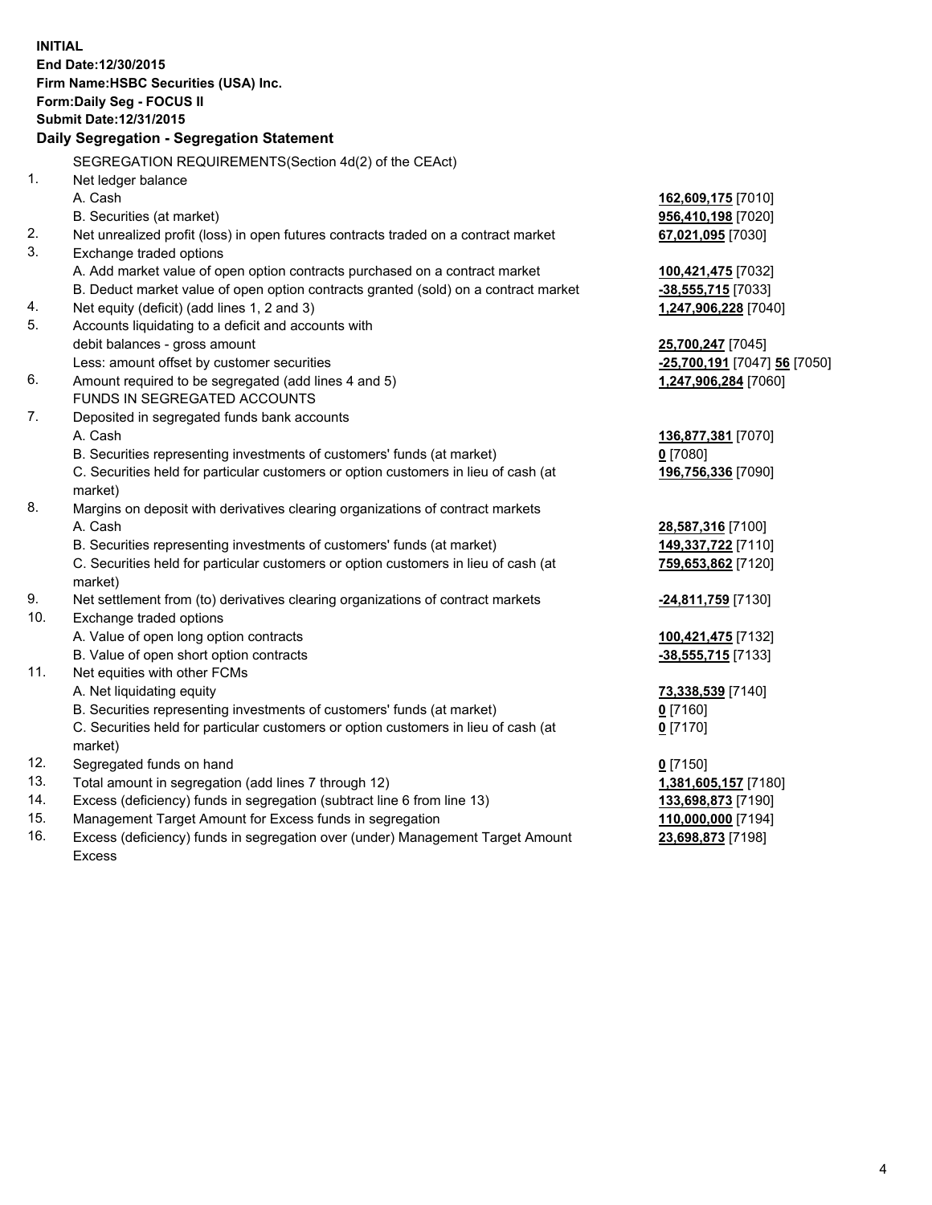**INITIAL**
**End Date:12/30/2015**
**Firm Name:HSBC Securities (USA) Inc.**
**Form:Daily Seg - FOCUS II**
**Submit Date:12/31/2015**

## Daily Segregation - Segregation Statement

| | | |
|---|---|---|
| | SEGREGATION REQUIREMENTS(Section 4d(2) of the CEAct) | |
| 1. | Net ledger balance | |
| | A. Cash | **162,609,175** [7010] |
| | B. Securities (at market) | **956,410,198** [7020] |
| 2. | Net unrealized profit (loss) in open futures contracts traded on a contract market | **67,021,095** [7030] |
| 3. | Exchange traded options | |
| | A. Add market value of open option contracts purchased on a contract market | **100,421,475** [7032] |
| | B. Deduct market value of open option contracts granted (sold) on a contract market | **-38,555,715** [7033] |
| 4. | Net equity (deficit) (add lines 1, 2 and 3) | **1,247,906,228** [7040] |
| 5. | Accounts liquidating to a deficit and accounts with debit balances - gross amount | **25,700,247** [7045] |
| | Less: amount offset by customer securities | **-25,700,191** [7047] **56** [7050] |
| 6. | Amount required to be segregated (add lines 4 and 5) | **1,247,906,284** [7060] |
| | FUNDS IN SEGREGATED ACCOUNTS | |
| 7. | Deposited in segregated funds bank accounts | |
| | A. Cash | **136,877,381** [7070] |
| | B. Securities representing investments of customers' funds (at market) | **0** [7080] |
| | C. Securities held for particular customers or option customers in lieu of cash (at market) | **196,756,336** [7090] |
| 8. | Margins on deposit with derivatives clearing organizations of contract markets | |
| | A. Cash | **28,587,316** [7100] |
| | B. Securities representing investments of customers' funds (at market) | **149,337,722** [7110] |
| | C. Securities held for particular customers or option customers in lieu of cash (at market) | **759,653,862** [7120] |
| 9. | Net settlement from (to) derivatives clearing organizations of contract markets | **-24,811,759** [7130] |
| 10. | Exchange traded options | |
| | A. Value of open long option contracts | **100,421,475** [7132] |
| | B. Value of open short option contracts | **-38,555,715** [7133] |
| 11. | Net equities with other FCMs | |
| | A. Net liquidating equity | **73,338,539** [7140] |
| | B. Securities representing investments of customers' funds (at market) | **0** [7160] |
| | C. Securities held for particular customers or option customers in lieu of cash (at market) | **0** [7170] |
| 12. | Segregated funds on hand | **0** [7150] |
| 13. | Total amount in segregation (add lines 7 through 12) | **1,381,605,157** [7180] |
| 14. | Excess (deficiency) funds in segregation (subtract line 6 from line 13) | **133,698,873** [7190] |
| 15. | Management Target Amount for Excess funds in segregation | **110,000,000** [7194] |
| 16. | Excess (deficiency) funds in segregation over (under) Management Target Amount Excess | **23,698,873** [7198] |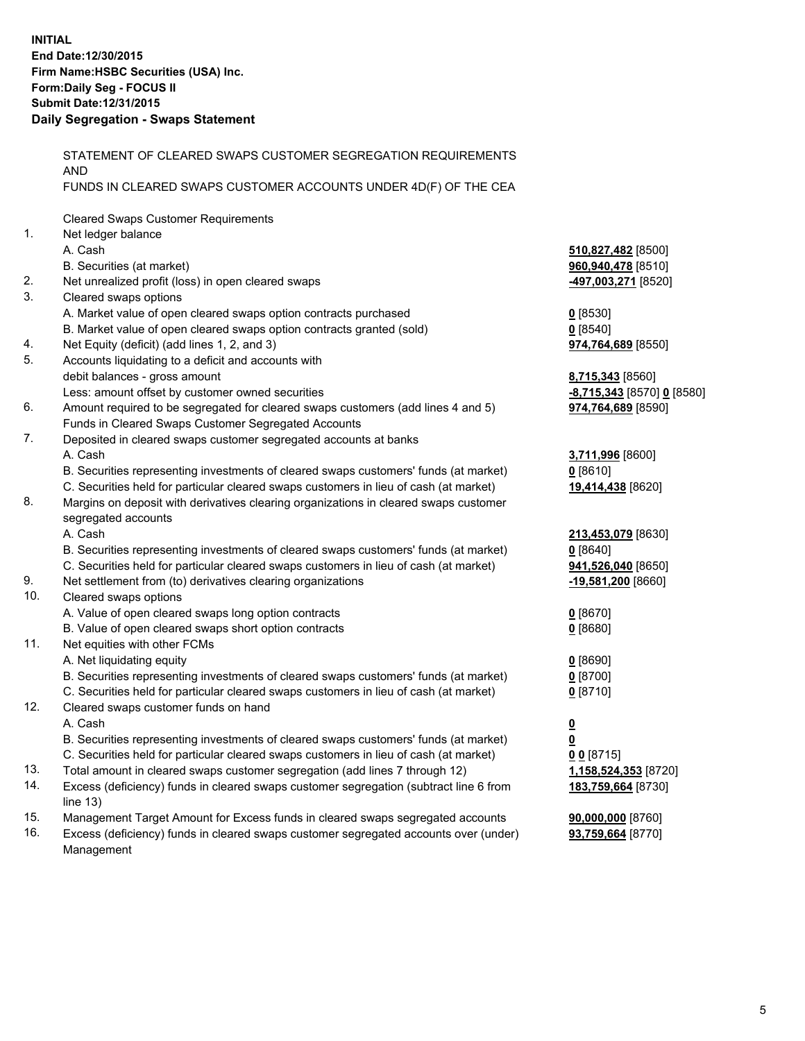**INITIAL**
**End Date:12/30/2015**
**Firm Name:HSBC Securities (USA) Inc.**
**Form:Daily Seg - FOCUS II**
**Submit Date:12/31/2015**
**Daily Segregation - Swaps Statement**

STATEMENT OF CLEARED SWAPS CUSTOMER SEGREGATION REQUIREMENTS AND
FUNDS IN CLEARED SWAPS CUSTOMER ACCOUNTS UNDER 4D(F) OF THE CEA

| | | |
|---|---|---|
| | Cleared Swaps Customer Requirements | |
| 1. | Net ledger balance | |
| | A. Cash | **510,827,482** [8500] |
| | B. Securities (at market) | **960,940,478** [8510] |
| 2. | Net unrealized profit (loss) in open cleared swaps | **-497,003,271** [8520] |
| 3. | Cleared swaps options | |
| | A. Market value of open cleared swaps option contracts purchased | **0** [8530] |
| | B. Market value of open cleared swaps option contracts granted (sold) | **0** [8540] |
| 4. | Net Equity (deficit) (add lines 1, 2, and 3) | **974,764,689** [8550] |
| 5. | Accounts liquidating to a deficit and accounts with debit balances - gross amount | **8,715,343** [8560] |
| | Less: amount offset by customer owned securities | **-8,715,343** [8570] **0** [8580] |
| 6. | Amount required to be segregated for cleared swaps customers (add lines 4 and 5) | **974,764,689** [8590] |
| | Funds in Cleared Swaps Customer Segregated Accounts | |
| 7. | Deposited in cleared swaps customer segregated accounts at banks | |
| | A. Cash | **3,711,996** [8600] |
| | B. Securities representing investments of cleared swaps customers' funds (at market) | **0** [8610] |
| | C. Securities held for particular cleared swaps customers in lieu of cash (at market) | **19,414,438** [8620] |
| 8. | Margins on deposit with derivatives clearing organizations in cleared swaps customer segregated accounts | |
| | A. Cash | **213,453,079** [8630] |
| | B. Securities representing investments of cleared swaps customers' funds (at market) | **0** [8640] |
| | C. Securities held for particular cleared swaps customers in lieu of cash (at market) | **941,526,040** [8650] |
| 9. | Net settlement from (to) derivatives clearing organizations | **-19,581,200** [8660] |
| 10. | Cleared swaps options | |
| | A. Value of open cleared swaps long option contracts | **0** [8670] |
| | B. Value of open cleared swaps short option contracts | **0** [8680] |
| 11. | Net equities with other FCMs | |
| | A. Net liquidating equity | **0** [8690] |
| | B. Securities representing investments of cleared swaps customers' funds (at market) | **0** [8700] |
| | C. Securities held for particular cleared swaps customers in lieu of cash (at market) | **0** [8710] |
| 12. | Cleared swaps customer funds on hand | |
| | A. Cash | **0** |
| | B. Securities representing investments of cleared swaps customers' funds (at market) | **0** |
| | C. Securities held for particular cleared swaps customers in lieu of cash (at market) | **0** **0** [8715] |
| 13. | Total amount in cleared swaps customer segregation (add lines 7 through 12) | **1,158,524,353** [8720] |
| 14. | Excess (deficiency) funds in cleared swaps customer segregation (subtract line 6 from line 13) | **183,759,664** [8730] |
| 15. | Management Target Amount for Excess funds in cleared swaps segregated accounts | **90,000,000** [8760] |
| 16. | Excess (deficiency) funds in cleared swaps customer segregated accounts over (under) Management | **93,759,664** [8770] |